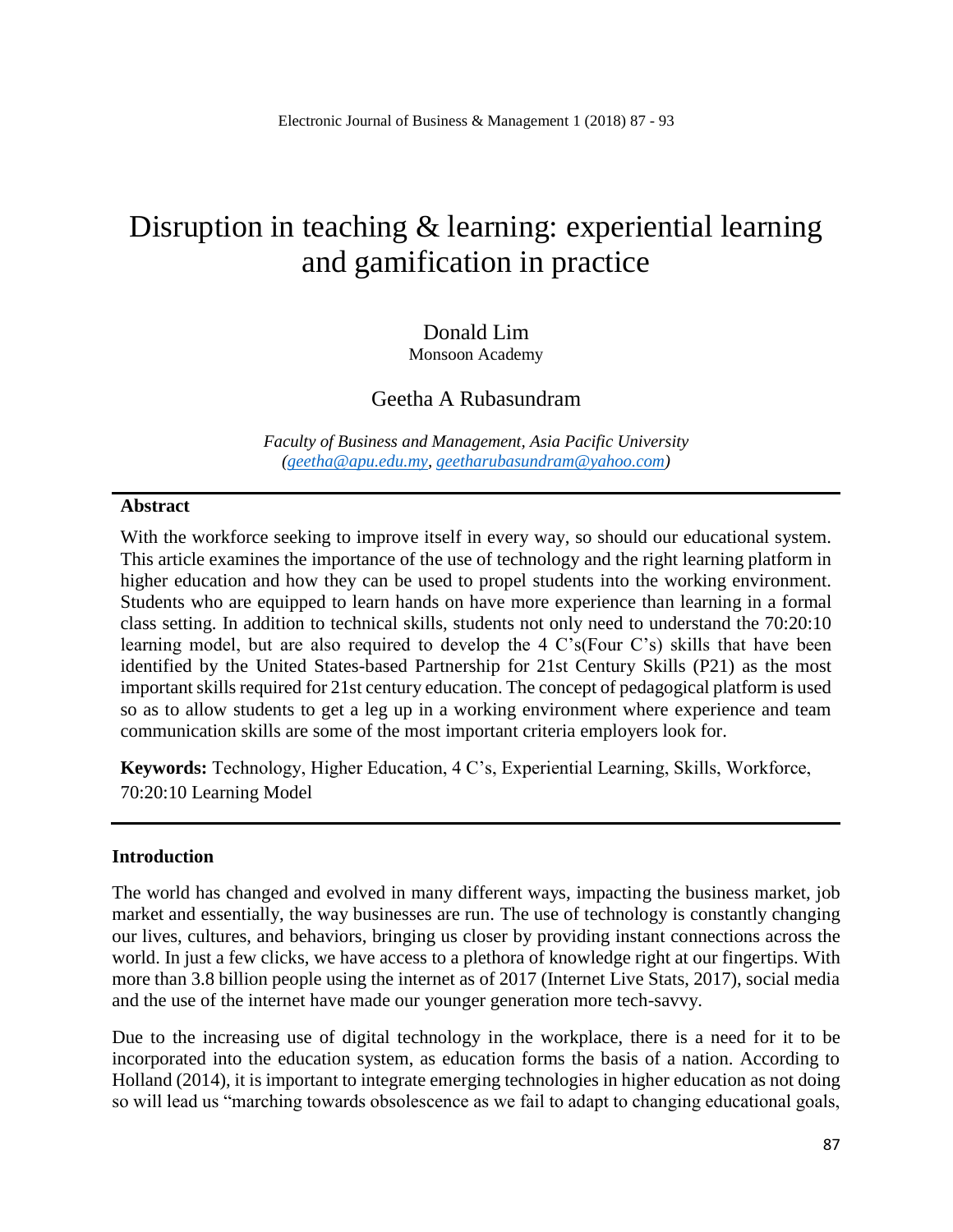# Disruption in teaching & learning: experiential learning and gamification in practice

Donald Lim
Monsoon Academy

Geetha A Rubasundram

*Faculty of Business and Management, Asia Pacific University*
*(geetha@apu.edu.my, geetharubasundram@yahoo.com)*

## Abstract

With the workforce seeking to improve itself in every way, so should our educational system. This article examines the importance of the use of technology and the right learning platform in higher education and how they can be used to propel students into the working environment. Students who are equipped to learn hands on have more experience than learning in a formal class setting. In addition to technical skills, students not only need to understand the 70:20:10 learning model, but are also required to develop the 4 C's(Four C's) skills that have been identified by the United States-based Partnership for 21st Century Skills (P21) as the most important skills required for 21st century education. The concept of pedagogical platform is used so as to allow students to get a leg up in a working environment where experience and team communication skills are some of the most important criteria employers look for.

**Keywords:** Technology, Higher Education, 4 C's, Experiential Learning, Skills, Workforce, 70:20:10 Learning Model

## Introduction

The world has changed and evolved in many different ways, impacting the business market, job market and essentially, the way businesses are run. The use of technology is constantly changing our lives, cultures, and behaviors, bringing us closer by providing instant connections across the world. In just a few clicks, we have access to a plethora of knowledge right at our fingertips. With more than 3.8 billion people using the internet as of 2017 (Internet Live Stats, 2017), social media and the use of the internet have made our younger generation more tech-savvy.

Due to the increasing use of digital technology in the workplace, there is a need for it to be incorporated into the education system, as education forms the basis of a nation. According to Holland (2014), it is important to integrate emerging technologies in higher education as not doing so will lead us "marching towards obsolescence as we fail to adapt to changing educational goals,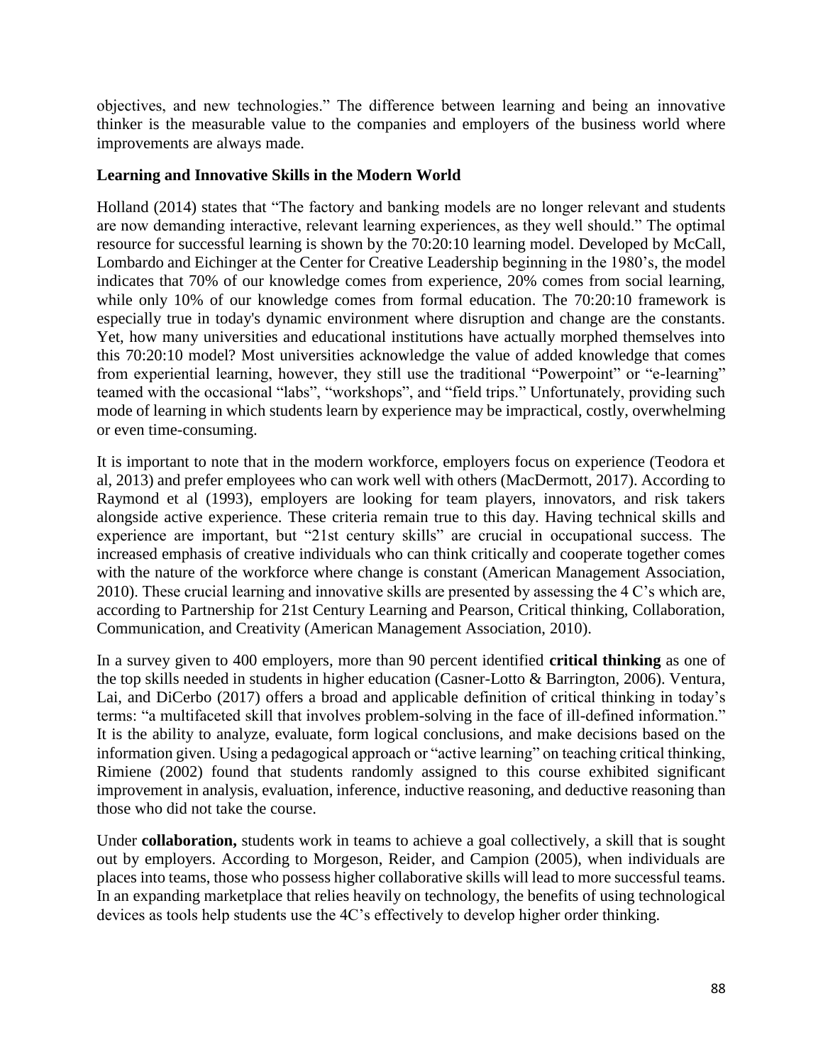objectives, and new technologies." The difference between learning and being an innovative thinker is the measurable value to the companies and employers of the business world where improvements are always made.

**Learning and Innovative Skills in the Modern World**

Holland (2014) states that "The factory and banking models are no longer relevant and students are now demanding interactive, relevant learning experiences, as they well should." The optimal resource for successful learning is shown by the 70:20:10 learning model. Developed by McCall, Lombardo and Eichinger at the Center for Creative Leadership beginning in the 1980's, the model indicates that 70% of our knowledge comes from experience, 20% comes from social learning, while only 10% of our knowledge comes from formal education. The 70:20:10 framework is especially true in today's dynamic environment where disruption and change are the constants. Yet, how many universities and educational institutions have actually morphed themselves into this 70:20:10 model? Most universities acknowledge the value of added knowledge that comes from experiential learning, however, they still use the traditional "Powerpoint" or "e-learning" teamed with the occasional "labs", "workshops", and "field trips." Unfortunately, providing such mode of learning in which students learn by experience may be impractical, costly, overwhelming or even time-consuming.

It is important to note that in the modern workforce, employers focus on experience (Teodora et al, 2013) and prefer employees who can work well with others (MacDermott, 2017). According to Raymond et al (1993), employers are looking for team players, innovators, and risk takers alongside active experience. These criteria remain true to this day. Having technical skills and experience are important, but "21st century skills" are crucial in occupational success. The increased emphasis of creative individuals who can think critically and cooperate together comes with the nature of the workforce where change is constant (American Management Association, 2010). These crucial learning and innovative skills are presented by assessing the 4 C's which are, according to Partnership for 21st Century Learning and Pearson, Critical thinking, Collaboration, Communication, and Creativity (American Management Association, 2010).

In a survey given to 400 employers, more than 90 percent identified **critical thinking** as one of the top skills needed in students in higher education (Casner-Lotto & Barrington, 2006). Ventura, Lai, and DiCerbo (2017) offers a broad and applicable definition of critical thinking in today's terms: "a multifaceted skill that involves problem-solving in the face of ill-defined information." It is the ability to analyze, evaluate, form logical conclusions, and make decisions based on the information given. Using a pedagogical approach or "active learning" on teaching critical thinking, Rimiene (2002) found that students randomly assigned to this course exhibited significant improvement in analysis, evaluation, inference, inductive reasoning, and deductive reasoning than those who did not take the course.

Under **collaboration,** students work in teams to achieve a goal collectively, a skill that is sought out by employers. According to Morgeson, Reider, and Campion (2005), when individuals are places into teams, those who possess higher collaborative skills will lead to more successful teams. In an expanding marketplace that relies heavily on technology, the benefits of using technological devices as tools help students use the 4C's effectively to develop higher order thinking.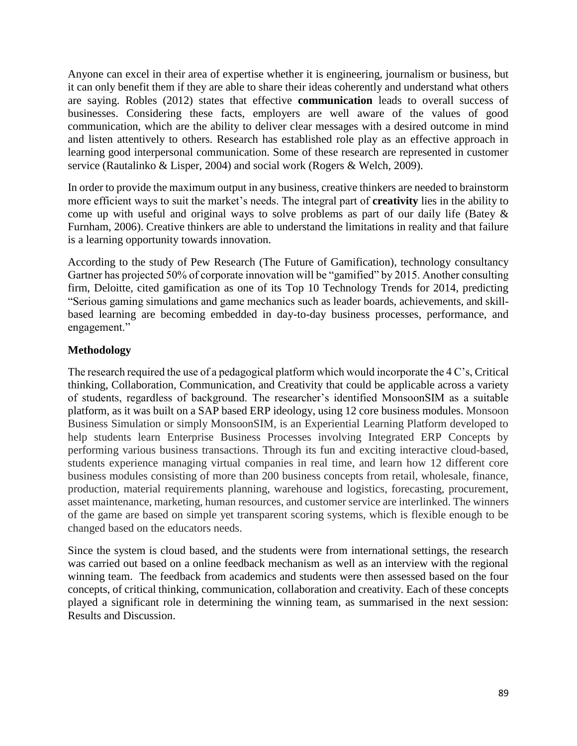Anyone can excel in their area of expertise whether it is engineering, journalism or business, but it can only benefit them if they are able to share their ideas coherently and understand what others are saying. Robles (2012) states that effective **communication** leads to overall success of businesses. Considering these facts, employers are well aware of the values of good communication, which are the ability to deliver clear messages with a desired outcome in mind and listen attentively to others. Research has established role play as an effective approach in learning good interpersonal communication. Some of these research are represented in customer service (Rautalinko & Lisper, 2004) and social work (Rogers & Welch, 2009).

In order to provide the maximum output in any business, creative thinkers are needed to brainstorm more efficient ways to suit the market's needs. The integral part of **creativity** lies in the ability to come up with useful and original ways to solve problems as part of our daily life (Batey & Furnham, 2006). Creative thinkers are able to understand the limitations in reality and that failure is a learning opportunity towards innovation.

According to the study of Pew Research (The Future of Gamification), technology consultancy Gartner has projected 50% of corporate innovation will be "gamified" by 2015. Another consulting firm, Deloitte, cited gamification as one of its Top 10 Technology Trends for 2014, predicting "Serious gaming simulations and game mechanics such as leader boards, achievements, and skill-based learning are becoming embedded in day-to-day business processes, performance, and engagement."

**Methodology**

The research required the use of a pedagogical platform which would incorporate the 4 C's, Critical thinking, Collaboration, Communication, and Creativity that could be applicable across a variety of students, regardless of background. The researcher's identified MonsoonSIM as a suitable platform, as it was built on a SAP based ERP ideology, using 12 core business modules. Monsoon Business Simulation or simply MonsoonSIM, is an Experiential Learning Platform developed to help students learn Enterprise Business Processes involving Integrated ERP Concepts by performing various business transactions. Through its fun and exciting interactive cloud-based, students experience managing virtual companies in real time, and learn how 12 different core business modules consisting of more than 200 business concepts from retail, wholesale, finance, production, material requirements planning, warehouse and logistics, forecasting, procurement, asset maintenance, marketing, human resources, and customer service are interlinked. The winners of the game are based on simple yet transparent scoring systems, which is flexible enough to be changed based on the educators needs.

Since the system is cloud based, and the students were from international settings, the research was carried out based on a online feedback mechanism as well as an interview with the regional winning team. The feedback from academics and students were then assessed based on the four concepts, of critical thinking, communication, collaboration and creativity. Each of these concepts played a significant role in determining the winning team, as summarised in the next session: Results and Discussion.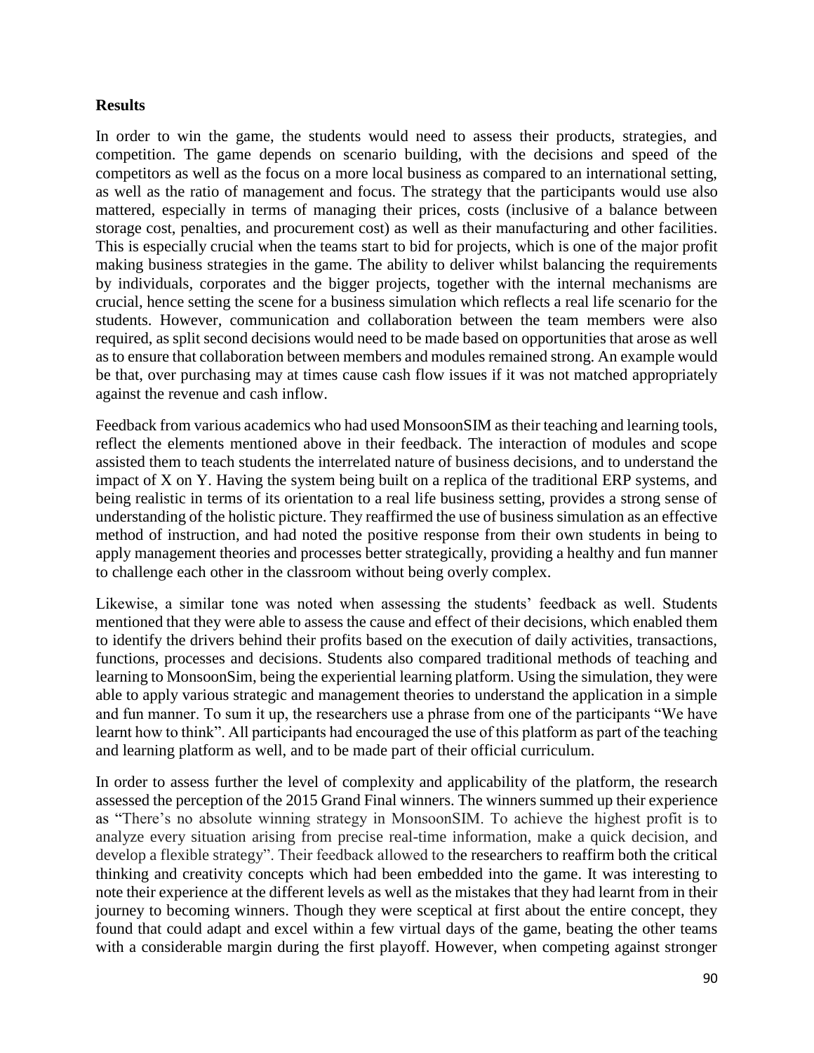**Results**

In order to win the game, the students would need to assess their products, strategies, and competition. The game depends on scenario building, with the decisions and speed of the competitors as well as the focus on a more local business as compared to an international setting, as well as the ratio of management and focus. The strategy that the participants would use also mattered, especially in terms of managing their prices, costs (inclusive of a balance between storage cost, penalties, and procurement cost) as well as their manufacturing and other facilities. This is especially crucial when the teams start to bid for projects, which is one of the major profit making business strategies in the game. The ability to deliver whilst balancing the requirements by individuals, corporates and the bigger projects, together with the internal mechanisms are crucial, hence setting the scene for a business simulation which reflects a real life scenario for the students. However, communication and collaboration between the team members were also required, as split second decisions would need to be made based on opportunities that arose as well as to ensure that collaboration between members and modules remained strong. An example would be that, over purchasing may at times cause cash flow issues if it was not matched appropriately against the revenue and cash inflow.

Feedback from various academics who had used MonsoonSIM as their teaching and learning tools, reflect the elements mentioned above in their feedback. The interaction of modules and scope assisted them to teach students the interrelated nature of business decisions, and to understand the impact of X on Y. Having the system being built on a replica of the traditional ERP systems, and being realistic in terms of its orientation to a real life business setting, provides a strong sense of understanding of the holistic picture. They reaffirmed the use of business simulation as an effective method of instruction, and had noted the positive response from their own students in being to apply management theories and processes better strategically, providing a healthy and fun manner to challenge each other in the classroom without being overly complex.

Likewise, a similar tone was noted when assessing the students' feedback as well. Students mentioned that they were able to assess the cause and effect of their decisions, which enabled them to identify the drivers behind their profits based on the execution of daily activities, transactions, functions, processes and decisions. Students also compared traditional methods of teaching and learning to MonsoonSim, being the experiential learning platform. Using the simulation, they were able to apply various strategic and management theories to understand the application in a simple and fun manner. To sum it up, the researchers use a phrase from one of the participants "We have learnt how to think". All participants had encouraged the use of this platform as part of the teaching and learning platform as well, and to be made part of their official curriculum.

In order to assess further the level of complexity and applicability of the platform, the research assessed the perception of the 2015 Grand Final winners. The winners summed up their experience as "There's no absolute winning strategy in MonsoonSIM. To achieve the highest profit is to analyze every situation arising from precise real-time information, make a quick decision, and develop a flexible strategy". Their feedback allowed to the researchers to reaffirm both the critical thinking and creativity concepts which had been embedded into the game. It was interesting to note their experience at the different levels as well as the mistakes that they had learnt from in their journey to becoming winners. Though they were sceptical at first about the entire concept, they found that could adapt and excel within a few virtual days of the game, beating the other teams with a considerable margin during the first playoff. However, when competing against stronger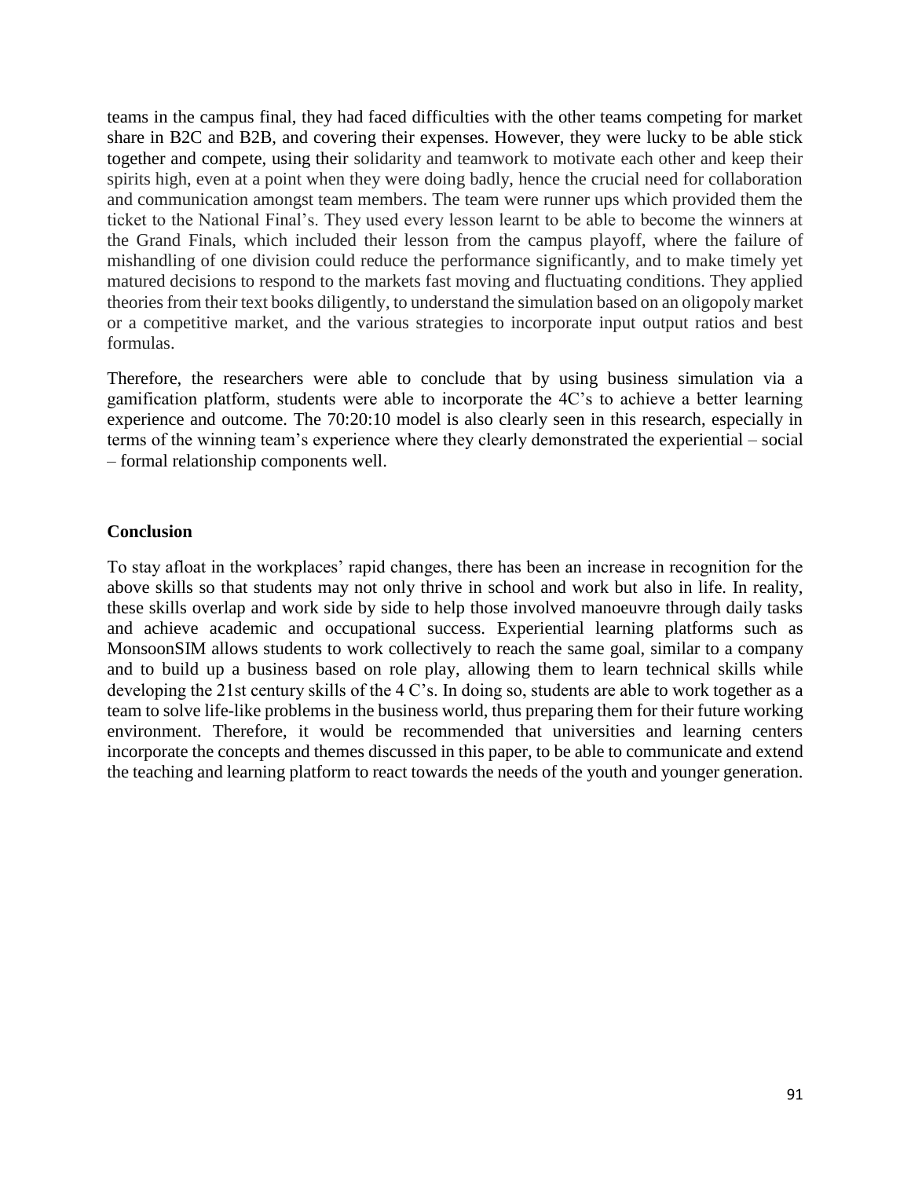teams in the campus final, they had faced difficulties with the other teams competing for market share in B2C and B2B, and covering their expenses. However, they were lucky to be able stick together and compete, using their solidarity and teamwork to motivate each other and keep their spirits high, even at a point when they were doing badly, hence the crucial need for collaboration and communication amongst team members. The team were runner ups which provided them the ticket to the National Final's. They used every lesson learnt to be able to become the winners at the Grand Finals, which included their lesson from the campus playoff, where the failure of mishandling of one division could reduce the performance significantly, and to make timely yet matured decisions to respond to the markets fast moving and fluctuating conditions. They applied theories from their text books diligently, to understand the simulation based on an oligopoly market or a competitive market, and the various strategies to incorporate input output ratios and best formulas.

Therefore, the researchers were able to conclude that by using business simulation via a gamification platform, students were able to incorporate the 4C's to achieve a better learning experience and outcome. The 70:20:10 model is also clearly seen in this research, especially in terms of the winning team's experience where they clearly demonstrated the experiential – social – formal relationship components well.

## Conclusion

To stay afloat in the workplaces' rapid changes, there has been an increase in recognition for the above skills so that students may not only thrive in school and work but also in life. In reality, these skills overlap and work side by side to help those involved manoeuvre through daily tasks and achieve academic and occupational success. Experiential learning platforms such as MonsoonSIM allows students to work collectively to reach the same goal, similar to a company and to build up a business based on role play, allowing them to learn technical skills while developing the 21st century skills of the 4 C's. In doing so, students are able to work together as a team to solve life-like problems in the business world, thus preparing them for their future working environment. Therefore, it would be recommended that universities and learning centers incorporate the concepts and themes discussed in this paper, to be able to communicate and extend the teaching and learning platform to react towards the needs of the youth and younger generation.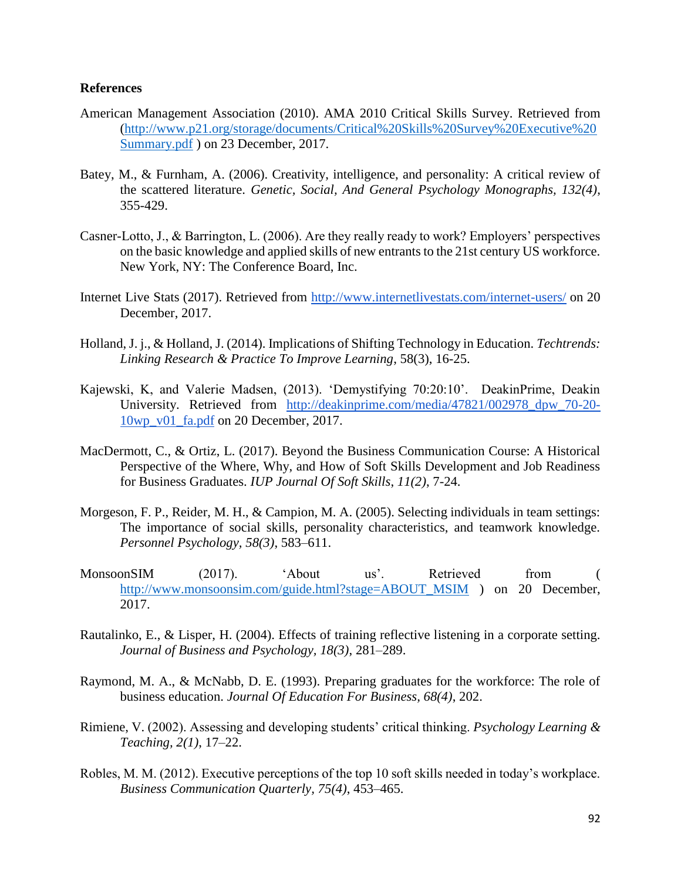**References**

American Management Association (2010). AMA 2010 Critical Skills Survey. Retrieved from (http://www.p21.org/storage/documents/Critical%20Skills%20Survey%20Executive%20Summary.pdf ) on 23 December, 2017.

Batey, M., & Furnham, A. (2006). Creativity, intelligence, and personality: A critical review of the scattered literature. *Genetic, Social, And General Psychology Monographs, 132(4)*, 355-429.

Casner-Lotto, J., & Barrington, L. (2006). Are they really ready to work? Employers' perspectives on the basic knowledge and applied skills of new entrants to the 21st century US workforce. New York, NY: The Conference Board, Inc.

Internet Live Stats (2017). Retrieved from http://www.internetlivestats.com/internet-users/ on 20 December, 2017.

Holland, J. j., & Holland, J. (2014). Implications of Shifting Technology in Education. *Techtrends: Linking Research & Practice To Improve Learning*, 58(3), 16-25.

Kajewski, K, and Valerie Madsen, (2013). 'Demystifying 70:20:10'. DeakinPrime, Deakin University. Retrieved from http://deakinprime.com/media/47821/002978_dpw_70-20-10wp_v01_fa.pdf on 20 December, 2017.

MacDermott, C., & Ortiz, L. (2017). Beyond the Business Communication Course: A Historical Perspective of the Where, Why, and How of Soft Skills Development and Job Readiness for Business Graduates. *IUP Journal Of Soft Skills*, *11(2)*, 7-24.

Morgeson, F. P., Reider, M. H., & Campion, M. A. (2005). Selecting individuals in team settings: The importance of social skills, personality characteristics, and teamwork knowledge. *Personnel Psychology, 58(3)*, 583–611.

MonsoonSIM (2017). 'About us'. Retrieved from ( http://www.monsoonsim.com/guide.html?stage=ABOUT_MSIM ) on 20 December, 2017.

Rautalinko, E., & Lisper, H. (2004). Effects of training reflective listening in a corporate setting. *Journal of Business and Psychology, 18(3)*, 281–289.

Raymond, M. A., & McNabb, D. E. (1993). Preparing graduates for the workforce: The role of business education. *Journal Of Education For Business, 68(4)*, 202.

Rimiene, V. (2002). Assessing and developing students' critical thinking. *Psychology Learning & Teaching, 2(1)*, 17–22.

Robles, M. M. (2012). Executive perceptions of the top 10 soft skills needed in today's workplace. *Business Communication Quarterly, 75(4)*, 453–465.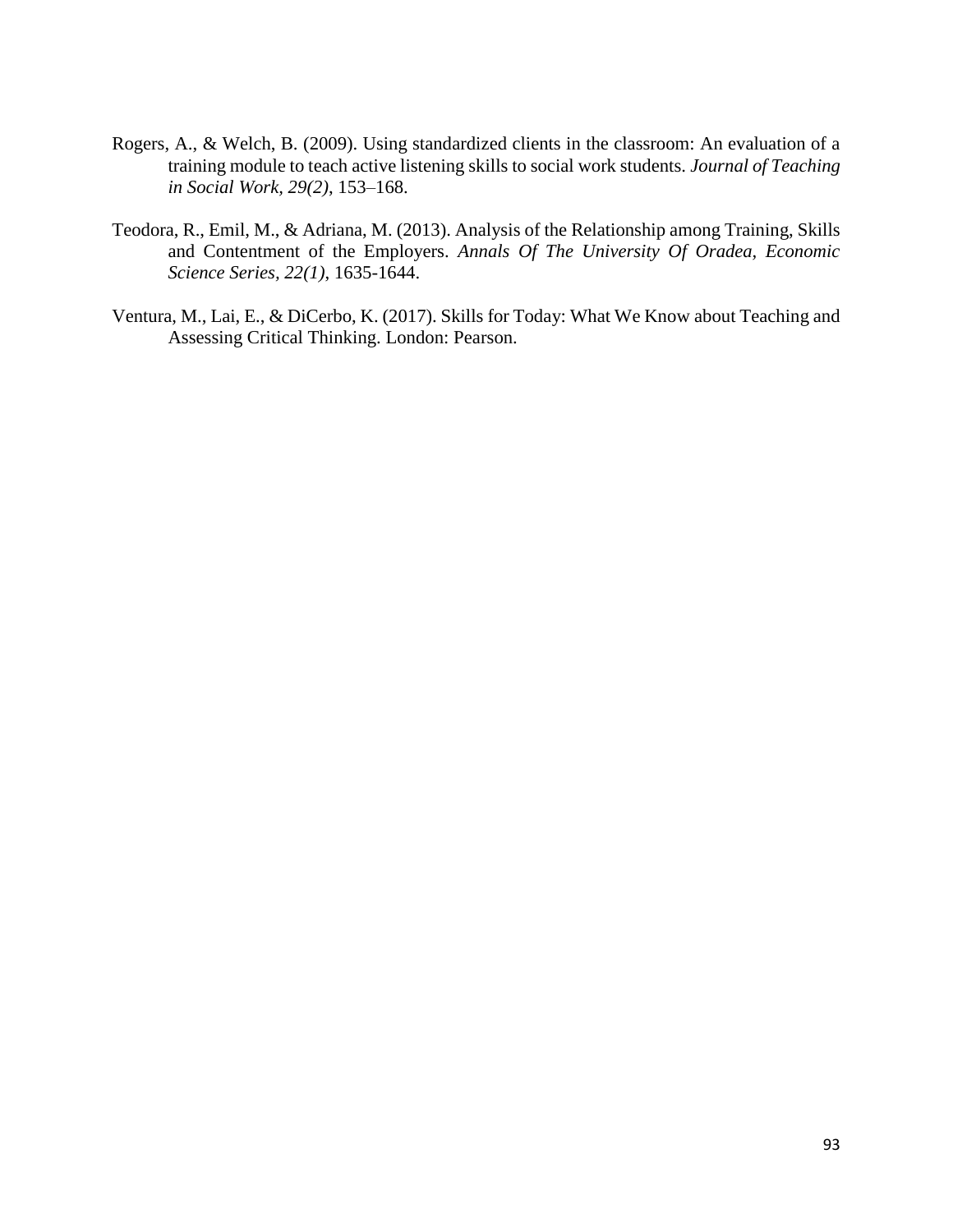Rogers, A., & Welch, B. (2009). Using standardized clients in the classroom: An evaluation of a training module to teach active listening skills to social work students. *Journal of Teaching in Social Work, 29(2)*, 153–168.

Teodora, R., Emil, M., & Adriana, M. (2013). Analysis of the Relationship among Training, Skills and Contentment of the Employers. *Annals Of The University Of Oradea, Economic Science Series*, *22(1)*, 1635-1644.

Ventura, M., Lai, E., & DiCerbo, K. (2017). Skills for Today: What We Know about Teaching and Assessing Critical Thinking. London: Pearson.